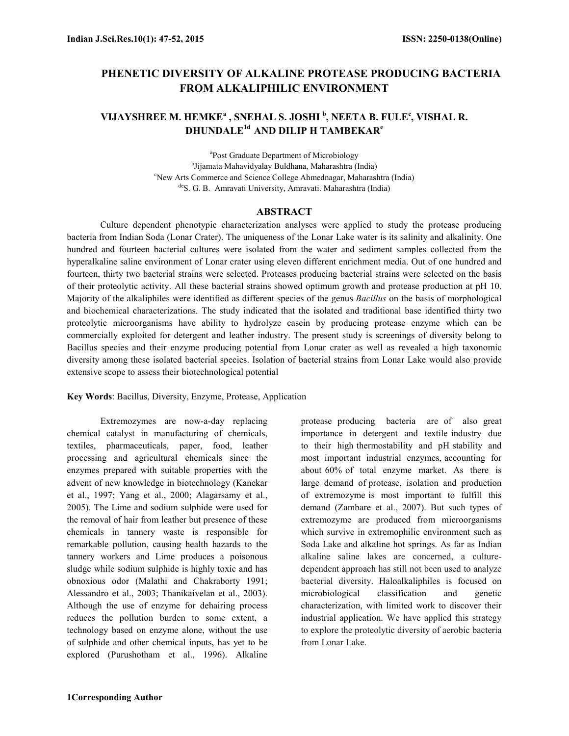# PHENETIC DIVERSITY OF ALKALINE PROTEASE PRODUCING BACTERIA FROM ALKALIPHILIC ENVIRONMENT

**VIJAYSHREE M. HEMKE[a], SNEHAL S. JOSHI[b], NEETA B. FULE[c], VISHAL R. DHUNDALE[1d] AND DILIP H TAMBEKAR[e]**

[a]Post Graduate Department of Microbiology
[b]Jijamata Mahavidyalay Buldhana, Maharashtra (India)
[c]New Arts Commerce and Science College Ahmednagar, Maharashtra (India)
[de]S. G. B. Amravati University, Amravati. Maharashtra (India)

## ABSTRACT

Culture dependent phenotypic characterization analyses were applied to study the protease producing bacteria from Indian Soda (Lonar Crater). The uniqueness of the Lonar Lake water is its salinity and alkalinity. One hundred and fourteen bacterial cultures were isolated from the water and sediment samples collected from the hyperalkaline saline environment of Lonar crater using eleven different enrichment media. Out of one hundred and fourteen, thirty two bacterial strains were selected. Proteases producing bacterial strains were selected on the basis of their proteolytic activity. All these bacterial strains showed optimum growth and protease production at pH 10. Majority of the alkaliphiles were identified as different species of the genus *Bacillus* on the basis of morphological and biochemical characterizations. The study indicated that the isolated and traditional base identified thirty two proteolytic microorganisms have ability to hydrolyze casein by producing protease enzyme which can be commercially exploited for detergent and leather industry. The present study is screenings of diversity belong to Bacillus species and their enzyme producing potential from Lonar crater as well as revealed a high taxonomic diversity among these isolated bacterial species. Isolation of bacterial strains from Lonar Lake would also provide extensive scope to assess their biotechnological potential

**Key Words**: Bacillus, Diversity, Enzyme, Protease, Application

Extremozymes are now-a-day replacing chemical catalyst in manufacturing of chemicals, textiles, pharmaceuticals, paper, food, leather processing and agricultural chemicals since the enzymes prepared with suitable properties with the advent of new knowledge in biotechnology (Kanekar et al., 1997; Yang et al., 2000; Alagarsamy et al., 2005). The Lime and sodium sulphide were used for the removal of hair from leather but presence of these chemicals in tannery waste is responsible for remarkable pollution, causing health hazards to the tannery workers and Lime produces a poisonous sludge while sodium sulphide is highly toxic and has obnoxious odor (Malathi and Chakraborty 1991; Alessandro et al., 2003; Thanikaivelan et al., 2003). Although the use of enzyme for dehairing process reduces the pollution burden to some extent, a technology based on enzyme alone, without the use of sulphide and other chemical inputs, has yet to be explored (Purushotham et al., 1996). Alkaline protease producing bacteria are of also great importance in detergent and textile industry due to their high thermostability and pH stability and most important industrial enzymes, accounting for about 60% of total enzyme market. As there is large demand of protease, isolation and production of extremozyme is most important to fulfill this demand (Zambare et al., 2007). But such types of extremozyme are produced from microorganisms which survive in extremophilic environment such as Soda Lake and alkaline hot springs. As far as Indian alkaline saline lakes are concerned, a culture-dependent approach has still not been used to analyze bacterial diversity. Haloalkaliphiles is focused on microbiological classification and genetic characterization, with limited work to discover their industrial application. We have applied this strategy to explore the proteolytic diversity of aerobic bacteria from Lonar Lake.

1Corresponding Author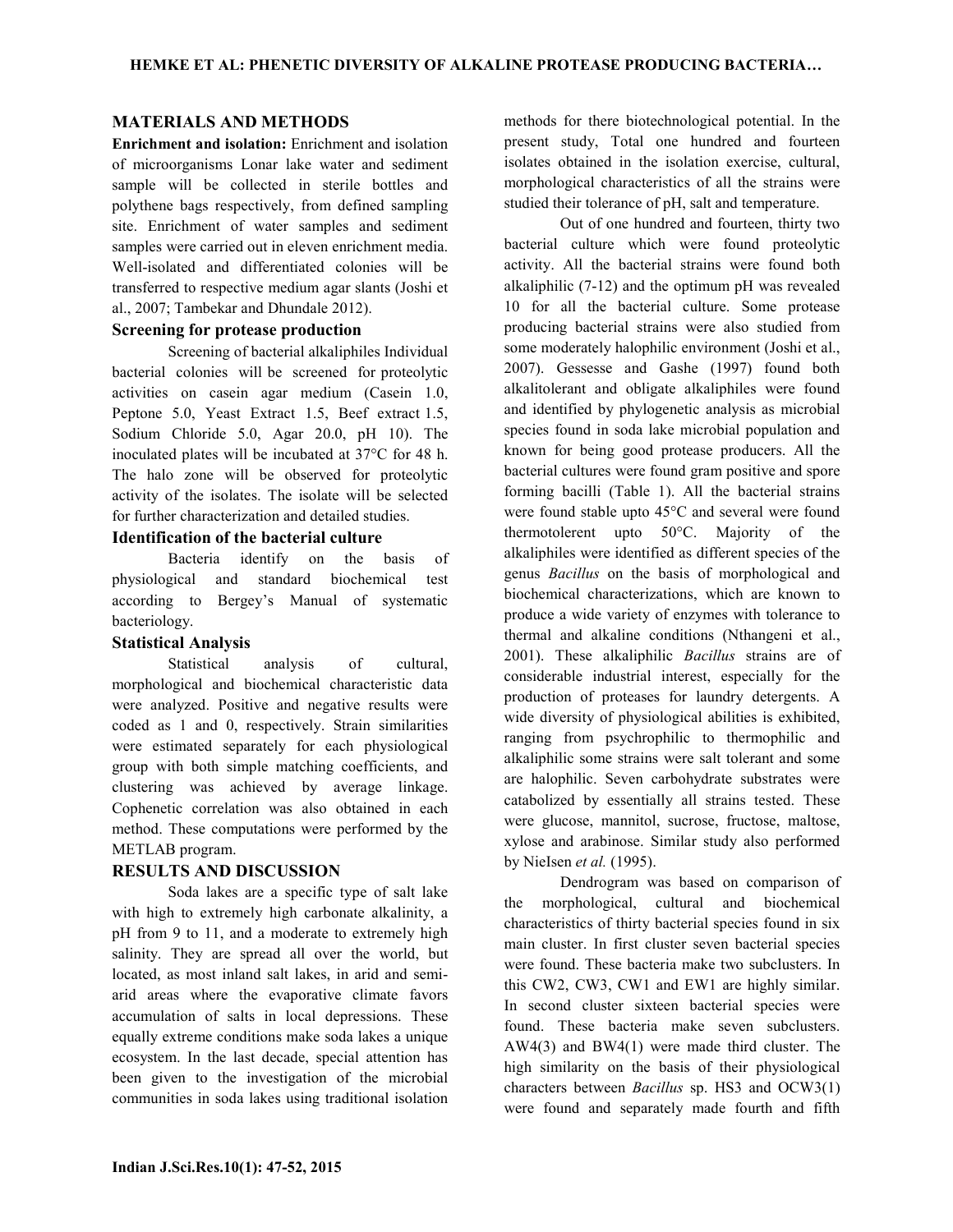## MATERIALS AND METHODS

**Enrichment and isolation:** Enrichment and isolation of microorganisms Lonar lake water and sediment sample will be collected in sterile bottles and polythene bags respectively, from defined sampling site. Enrichment of water samples and sediment samples were carried out in eleven enrichment media. Well-isolated and differentiated colonies will be transferred to respective medium agar slants (Joshi et al., 2007; Tambekar and Dhundale 2012).

### Screening for protease production

Screening of bacterial alkaliphiles Individual bacterial colonies will be screened for proteolytic activities on casein agar medium (Casein 1.0, Peptone 5.0, Yeast Extract 1.5, Beef extract 1.5, Sodium Chloride 5.0, Agar 20.0, pH 10). The inoculated plates will be incubated at 37°C for 48 h. The halo zone will be observed for proteolytic activity of the isolates. The isolate will be selected for further characterization and detailed studies.

### Identification of the bacterial culture

Bacteria identify on the basis of physiological and standard biochemical test according to Bergey's Manual of systematic bacteriology.

### Statistical Analysis

Statistical analysis of cultural, morphological and biochemical characteristic data were analyzed. Positive and negative results were coded as 1 and 0, respectively. Strain similarities were estimated separately for each physiological group with both simple matching coefficients, and clustering was achieved by average linkage. Cophenetic correlation was also obtained in each method. These computations were performed by the METLAB program.

## RESULTS AND DISCUSSION

Soda lakes are a specific type of salt lake with high to extremely high carbonate alkalinity, a pH from 9 to 11, and a moderate to extremely high salinity. They are spread all over the world, but located, as most inland salt lakes, in arid and semi-arid areas where the evaporative climate favors accumulation of salts in local depressions. These equally extreme conditions make soda lakes a unique ecosystem. In the last decade, special attention has been given to the investigation of the microbial communities in soda lakes using traditional isolation methods for there biotechnological potential. In the present study, Total one hundred and fourteen isolates obtained in the isolation exercise, cultural, morphological characteristics of all the strains were studied their tolerance of pH, salt and temperature.

Out of one hundred and fourteen, thirty two bacterial culture which were found proteolytic activity. All the bacterial strains were found both alkaliphilic (7-12) and the optimum pH was revealed 10 for all the bacterial culture. Some protease producing bacterial strains were also studied from some moderately halophilic environment (Joshi et al., 2007). Gessesse and Gashe (1997) found both alkalitolerant and obligate alkaliphiles were found and identified by phylogenetic analysis as microbial species found in soda lake microbial population and known for being good protease producers. All the bacterial cultures were found gram positive and spore forming bacilli (Table 1). All the bacterial strains were found stable upto 45°C and several were found thermotolerent upto 50°C. Majority of the alkaliphiles were identified as different species of the genus *Bacillus* on the basis of morphological and biochemical characterizations, which are known to produce a wide variety of enzymes with tolerance to thermal and alkaline conditions (Nthangeni et al., 2001). These alkaliphilic *Bacillus* strains are of considerable industrial interest, especially for the production of proteases for laundry detergents. A wide diversity of physiological abilities is exhibited, ranging from psychrophilic to thermophilic and alkaliphilic some strains were salt tolerant and some are halophilic. Seven carbohydrate substrates were catabolized by essentially all strains tested. These were glucose, mannitol, sucrose, fructose, maltose, xylose and arabinose. Similar study also performed by NieIsen *et al.* (1995).

Dendrogram was based on comparison of the morphological, cultural and biochemical characteristics of thirty bacterial species found in six main cluster. In first cluster seven bacterial species were found. These bacteria make two subclusters. In this CW2, CW3, CW1 and EW1 are highly similar. In second cluster sixteen bacterial species were found. These bacteria make seven subclusters. AW4(3) and BW4(1) were made third cluster. The high similarity on the basis of their physiological characters between *Bacillus* sp. HS3 and OCW3(1) were found and separately made fourth and fifth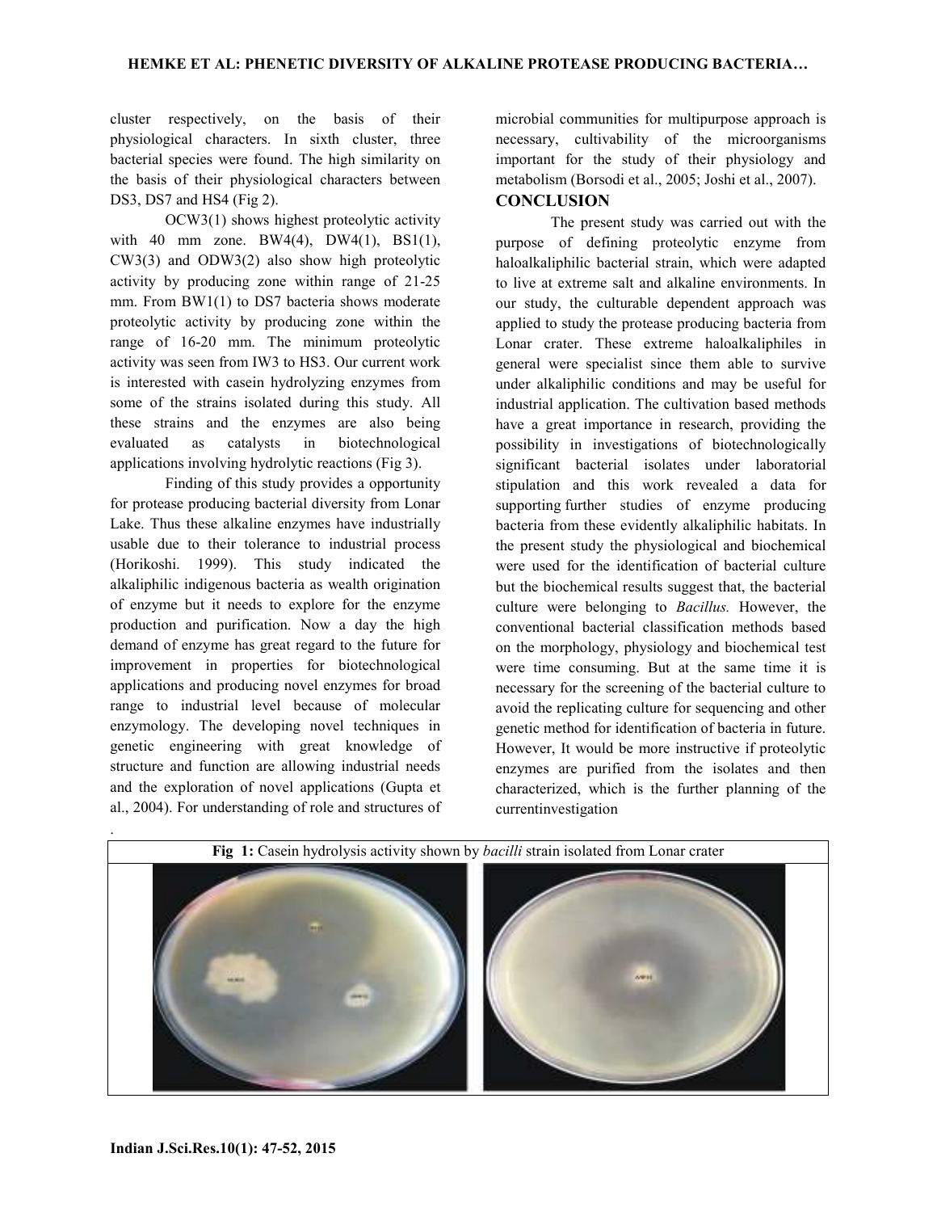cluster respectively, on the basis of their physiological characters. In sixth cluster, three bacterial species were found. The high similarity on the basis of their physiological characters between DS3, DS7 and HS4 (Fig 2).

OCW3(1) shows highest proteolytic activity with 40 mm zone. BW4(4), DW4(1), BS1(1), CW3(3) and ODW3(2) also show high proteolytic activity by producing zone within range of 21-25 mm. From BW1(1) to DS7 bacteria shows moderate proteolytic activity by producing zone within the range of 16-20 mm. The minimum proteolytic activity was seen from IW3 to HS3. Our current work is interested with casein hydrolyzing enzymes from some of the strains isolated during this study. All these strains and the enzymes are also being evaluated as catalysts in biotechnological applications involving hydrolytic reactions (Fig 3).

Finding of this study provides a opportunity for protease producing bacterial diversity from Lonar Lake. Thus these alkaline enzymes have industrially usable due to their tolerance to industrial process (Horikoshi. 1999). This study indicated the alkaliphilic indigenous bacteria as wealth origination of enzyme but it needs to explore for the enzyme production and purification. Now a day the high demand of enzyme has great regard to the future for improvement in properties for biotechnological applications and producing novel enzymes for broad range to industrial level because of molecular enzymology. The developing novel techniques in genetic engineering with great knowledge of structure and function are allowing industrial needs and the exploration of novel applications (Gupta et al., 2004). For understanding of role and structures of microbial communities for multipurpose approach is necessary, cultivability of the microorganisms important for the study of their physiology and metabolism (Borsodi et al., 2005; Joshi et al., 2007).

## CONCLUSION

The present study was carried out with the purpose of defining proteolytic enzyme from haloalkaliphilic bacterial strain, which were adapted to live at extreme salt and alkaline environments. In our study, the culturable dependent approach was applied to study the protease producing bacteria from Lonar crater. These extreme haloalkaliphiles in general were specialist since them able to survive under alkaliphilic conditions and may be useful for industrial application. The cultivation based methods have a great importance in research, providing the possibility in investigations of biotechnologically significant bacterial isolates under laboratorial stipulation and this work revealed a data for supporting further studies of enzyme producing bacteria from these evidently alkaliphilic habitats. In the present study the physiological and biochemical were used for the identification of bacterial culture but the biochemical results suggest that, the bacterial culture were belonging to *Bacillus.* However, the conventional bacterial classification methods based on the morphology, physiology and biochemical test were time consuming. But at the same time it is necessary for the screening of the bacterial culture to avoid the replicating culture for sequencing and other genetic method for identification of bacteria in future. However, It would be more instructive if proteolytic enzymes are purified from the isolates and then characterized, which is the further planning of the currentinvestigation

**Fig 1:** Casein hydrolysis activity shown by *bacilli* strain isolated from Lonar crater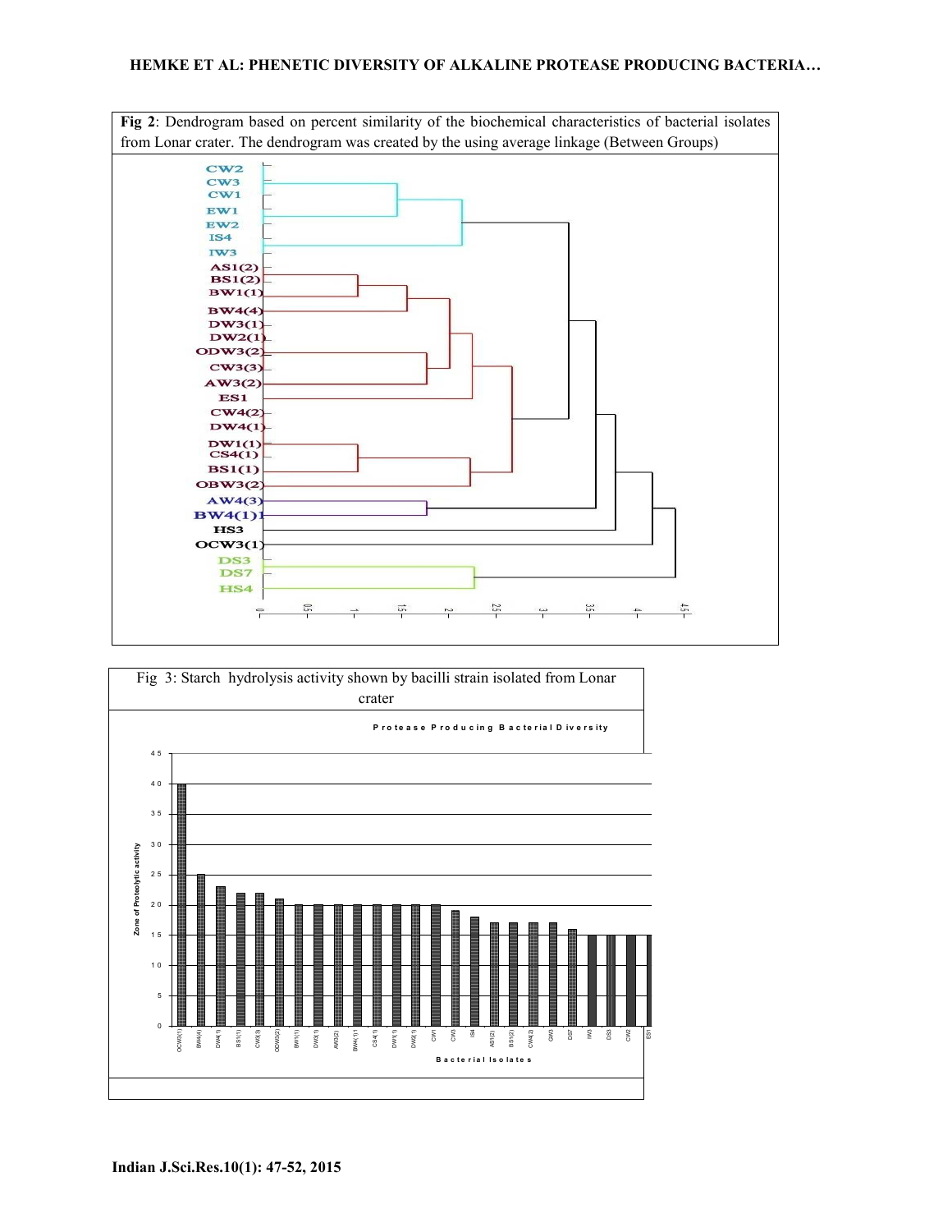**Fig 2**: Dendrogram based on percent similarity of the biochemical characteristics of bacterial isolates from Lonar crater. The dendrogram was created by the using average linkage (Between Groups)

Fig 3: Starch hydrolysis activity shown by bacilli strain isolated from Lonar crater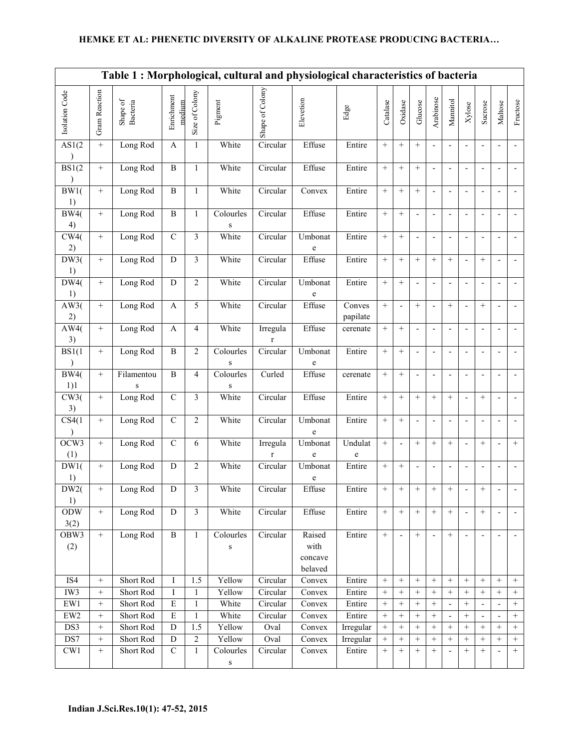**Table 1 : Morphological, cultural and physiological characteristics of bacteria**

| Isolation Code | Gram Reaction | Shape of Bacteria | Enrichment medium | Size of Colony | Pigment | Shape of Colony | Elevation | Edge | Catalase | Oxidase | Glucose | Arabinose | Mannitol | Xylose | Sucrose | Maltose | Fructose |
|---|---|---|---|---|---|---|---|---|---|---|---|---|---|---|---|---|---|
| AS1(2) | + | Long Rod | A | 1 | White | Circular | Effuse | Entire | + | + | + | - | - | - | - | - | - |
| BS1(2) | + | Long Rod | B | 1 | White | Circular | Effuse | Entire | + | + | + | - | - | - | - | - | - |
| BW1(1) | + | Long Rod | B | 1 | White | Circular | Convex | Entire | + | + | + | - | - | - | - | - | - |
| BW4(4) | + | Long Rod | B | 1 | Colourless | Circular | Effuse | Entire | + | + | - | - | - | - | - | - | - |
| CW4(2) | + | Long Rod | C | 3 | White | Circular | Umbonate | Entire | + | + | - | - | - | - | - | - | - |
| DW3(1) | + | Long Rod | D | 3 | White | Circular | Effuse | Entire | + | + | + | + | + | - | + | - | - |
| DW4(1) | + | Long Rod | D | 2 | White | Circular | Umbonate | Entire | + | + | - | - | - | - | - | - | - |
| AW3(2) | + | Long Rod | A | 5 | White | Circular | Effuse | Conves papilate | + | - | + | - | + | - | + | - | - |
| AW4(3) | + | Long Rod | A | 4 | White | Irregular | Effuse | cerenate | + | + | - | - | - | - | - | - | - |
| BS1(1) | + | Long Rod | B | 2 | Colourless | Circular | Umbonate | Entire | + | + | - | - | - | - | - | - | - |
| BW4(1)1 | + | Filamentous | B | 4 | Colourless | Curled | Effuse | cerenate | + | + | - | - | - | - | - | - | - |
| CW3(3) | + | Long Rod | C | 3 | White | Circular | Effuse | Entire | + | + | + | + | + | - | + | - | - |
| CS4(1) | + | Long Rod | C | 2 | White | Circular | Umbonate | Entire | + | + | - | - | - | - | - | - | - |
| OCW3(1) | + | Long Rod | C | 6 | White | Irregular | Umbonate | Undulate | + | - | + | + | + | - | + | - | + |
| DW1(1) | + | Long Rod | D | 2 | White | Circular | Umbonate | Entire | + | + | - | - | - | - | - | - | - |
| DW2(1) | + | Long Rod | D | 3 | White | Circular | Effuse | Entire | + | + | + | + | + | - | + | - | - |
| ODW3(2) | + | Long Rod | D | 3 | White | Circular | Effuse | Entire | + | + | + | + | + | - | + | - | - |
| OBW3(2) | + | Long Rod | B | 1 | Colourless | Circular | Raised with concave belaved | Entire | + | - | + | - | + | - | - | - | - |
| IS4 | + | Short Rod | I | 1.5 | Yellow | Circular | Convex | Entire | + | + | + | + | + | + | + | + | + |
| IW3 | + | Short Rod | I | 1 | Yellow | Circular | Convex | Entire | + | + | + | + | + | + | + | + | + |
| EW1 | + | Short Rod | E | 1 | White | Circular | Convex | Entire | + | + | + | + | - | + | - | - | + |
| EW2 | + | Short Rod | E | 1 | White | Circular | Convex | Entire | + | + | + | + | - | + | - | - | + |
| DS3 | + | Short Rod | D | 1.5 | Yellow | Oval | Convex | Irregular | + | + | + | + | + | + | + | + | + |
| DS7 | + | Short Rod | D | 2 | Yellow | Oval | Convex | Irregular | + | + | + | + | + | + | + | + | + |
| CW1 | + | Short Rod | C | 1 | Colourless | Circular | Convex | Entire | + | + | + | + | - | + | + | - | + |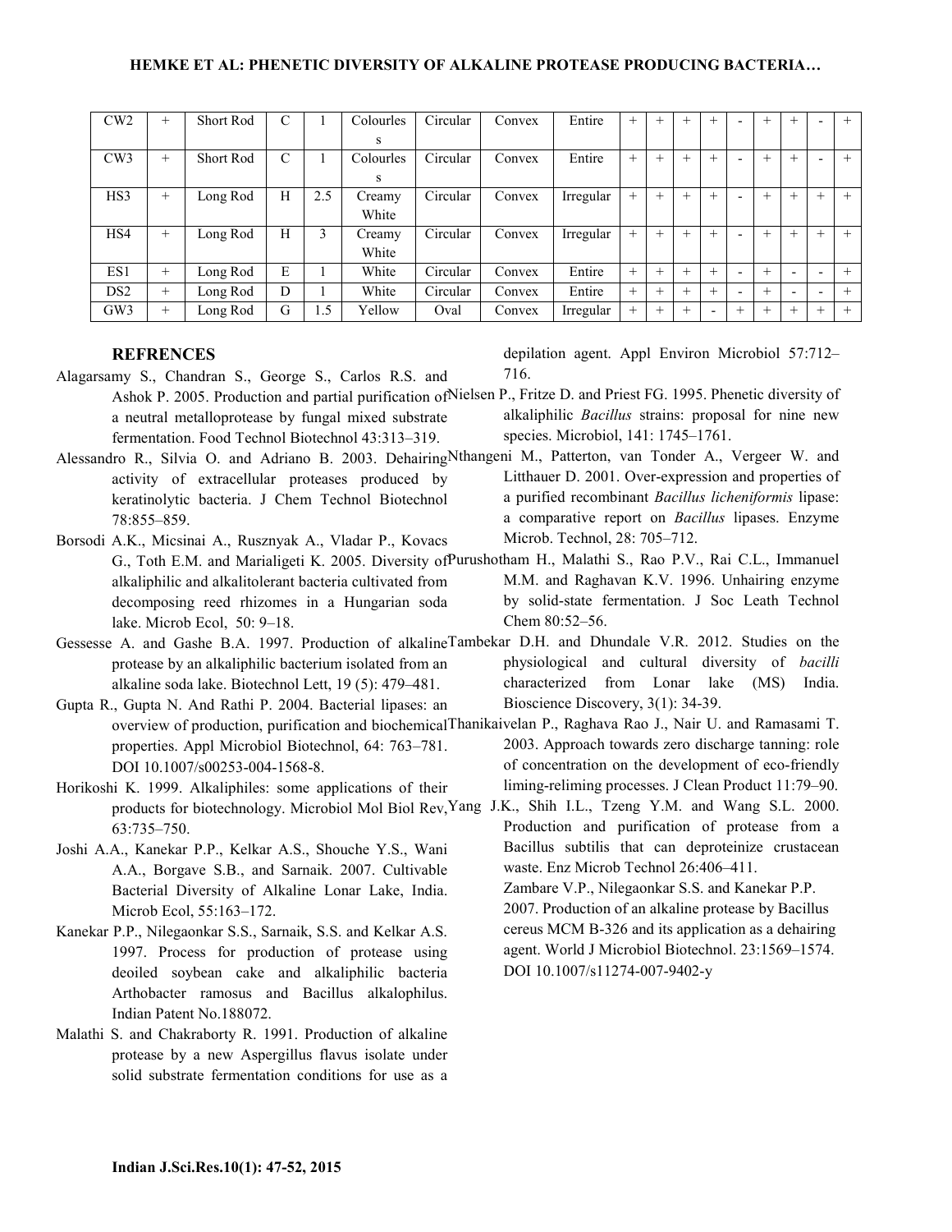| | | | | | | | | | | | | | | | | | | |
|---|---|---|---|---|---|---|---|---|---|---|---|---|---|---|---|---|---|---|
| CW2 | + | Short Rod | C | 1 | Colourless | Circular | Convex | Entire | + | + | + | + | - | + | + | - | + |
| CW3 | + | Short Rod | C | 1 | Colourless | Circular | Convex | Entire | + | + | + | + | - | + | + | - | + |
| HS3 | + | Long Rod | H | 2.5 | Creamy White | Circular | Convex | Irregular | + | + | + | + | - | + | + | + | + |
| HS4 | + | Long Rod | H | 3 | Creamy White | Circular | Convex | Irregular | + | + | + | + | - | + | + | + | + |
| ES1 | + | Long Rod | E | 1 | White | Circular | Convex | Entire | + | + | + | + | - | + | - | - | + |
| DS2 | + | Long Rod | D | 1 | White | Circular | Convex | Entire | + | + | + | + | - | + | - | - | + |
| GW3 | + | Long Rod | G | 1.5 | Yellow | Oval | Convex | Irregular | + | + | + | - | + | + | + | + | + |

## REFRENCES

Alagarsamy S., Chandran S., George S., Carlos R.S. and Ashok P. 2005. Production and partial purification of a neutral metalloprotease by fungal mixed substrate fermentation. Food Technol Biotechnol 43:313–319.

Alessandro R., Silvia O. and Adriano B. 2003. Dehairing activity of extracellular proteases produced by keratinolytic bacteria. J Chem Technol Biotechnol 78:855–859.

Borsodi A.K., Micsinai A., Rusznyak A., Vladar P., Kovacs G., Toth E.M. and Marialigeti K. 2005. Diversity of alkaliphilic and alkalitolerant bacteria cultivated from decomposing reed rhizomes in a Hungarian soda lake. Microb Ecol, 50: 9–18.

Gessesse A. and Gashe B.A. 1997. Production of alkaline protease by an alkaliphilic bacterium isolated from an alkaline soda lake. Biotechnol Lett, 19 (5): 479–481.

Gupta R., Gupta N. And Rathi P. 2004. Bacterial lipases: an overview of production, purification and biochemical properties. Appl Microbiol Biotechnol, 64: 763–781. DOI 10.1007/s00253-004-1568-8.

Horikoshi K. 1999. Alkaliphiles: some applications of their products for biotechnology. Microbiol Mol Biol Rev, 63:735–750.

Joshi A.A., Kanekar P.P., Kelkar A.S., Shouche Y.S., Wani A.A., Borgave S.B., and Sarnaik. 2007. Cultivable Bacterial Diversity of Alkaline Lonar Lake, India. Microb Ecol, 55:163–172.

Kanekar P.P., Nilegaonkar S.S., Sarnaik, S.S. and Kelkar A.S. 1997. Process for production of protease using deoiled soybean cake and alkaliphilic bacteria Arthobacter ramosus and Bacillus alkalophilus. Indian Patent No.188072.

Malathi S. and Chakraborty R. 1991. Production of alkaline protease by a new Aspergillus flavus isolate under solid substrate fermentation conditions for use as a depilation agent. Appl Environ Microbiol 57:712–716.

Nielsen P., Fritze D. and Priest FG. 1995. Phenetic diversity of alkaliphilic *Bacillus* strains: proposal for nine new species. Microbiol, 141: 1745–1761.

Nthangeni M., Patterton, van Tonder A., Vergeer W. and Litthauer D. 2001. Over-expression and properties of a purified recombinant *Bacillus licheniformis* lipase: a comparative report on *Bacillus* lipases. Enzyme Microb. Technol, 28: 705–712.

Purushotham H., Malathi S., Rao P.V., Rai C.L., Immanuel M.M. and Raghavan K.V. 1996. Unhairing enzyme by solid-state fermentation. J Soc Leath Technol Chem 80:52–56.

Tambekar D.H. and Dhundale V.R. 2012. Studies on the physiological and cultural diversity of *bacilli* characterized from Lonar lake (MS) India. Bioscience Discovery, 3(1): 34-39.

Thanikaivelan P., Raghava Rao J., Nair U. and Ramasami T. 2003. Approach towards zero discharge tanning: role of concentration on the development of eco-friendly liming-reliming processes. J Clean Product 11:79–90.

Yang J.K., Shih I.L., Tzeng Y.M. and Wang S.L. 2000. Production and purification of protease from a Bacillus subtilis that can deproteinize crustacean waste. Enz Microb Technol 26:406–411.

Zambare V.P., Nilegaonkar S.S. and Kanekar P.P. 2007. Production of an alkaline protease by Bacillus cereus MCM B-326 and its application as a dehairing agent. World J Microbiol Biotechnol. 23:1569–1574. DOI 10.1007/s11274-007-9402-y